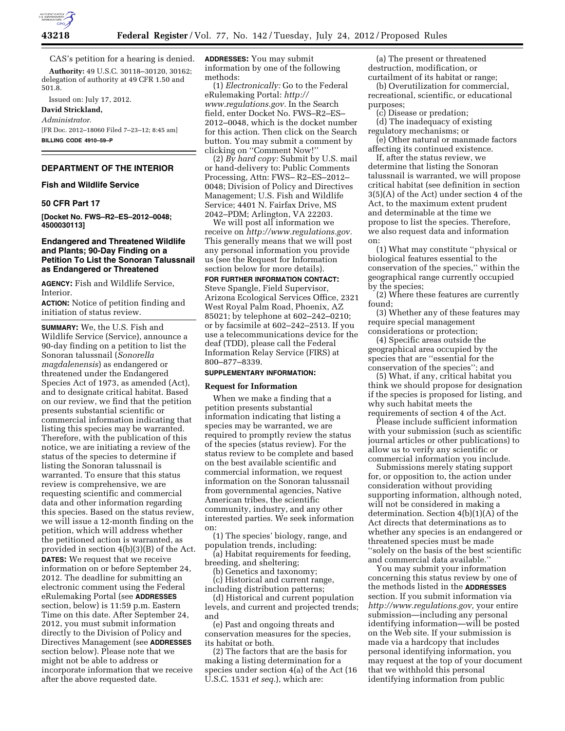CAS's petition for a hearing is denied.

**Authority:** 49 U.S.C. 30118–30120, 30162; delegation of authority at 49 CFR 1.50 and 501.8.

Issued on: July 17, 2012.

**David Strickland,**

*Administrator.*

[FR Doc. 2012–18060 Filed 7–23–12; 8:45 am]

**BILLING CODE 4910–59–P**

## DEPARTMENT OF THE INTERIOR

### Fish and Wildlife Service

### 50 CFR Part 17

**[Docket No. FWS–R2–ES–2012–0048; 4500030113]**

### Endangered and Threatened Wildlife and Plants; 90-Day Finding on a Petition To List the Sonoran Talussnail as Endangered or Threatened

**AGENCY:** Fish and Wildlife Service, Interior.

**ACTION:** Notice of petition finding and initiation of status review.

**SUMMARY:** We, the U.S. Fish and Wildlife Service (Service), announce a 90-day finding on a petition to list the Sonoran talussnail (*Sonorella magdalenensis*) as endangered or threatened under the Endangered Species Act of 1973, as amended (Act), and to designate critical habitat. Based on our review, we find that the petition presents substantial scientific or commercial information indicating that listing this species may be warranted. Therefore, with the publication of this notice, we are initiating a review of the status of the species to determine if listing the Sonoran talussnail is warranted. To ensure that this status review is comprehensive, we are requesting scientific and commercial data and other information regarding this species. Based on the status review, we will issue a 12-month finding on the petition, which will address whether the petitioned action is warranted, as provided in section 4(b)(3)(B) of the Act.

**DATES:** We request that we receive information on or before September 24, 2012. The deadline for submitting an electronic comment using the Federal eRulemaking Portal (see **ADDRESSES** section, below) is 11:59 p.m. Eastern Time on this date. After September 24, 2012, you must submit information directly to the Division of Policy and Directives Management (see **ADDRESSES** section below). Please note that we might not be able to address or incorporate information that we receive after the above requested date.

**ADDRESSES:** You may submit information by one of the following methods:

(1) *Electronically:* Go to the Federal eRulemaking Portal: *http://www.regulations.gov.* In the Search field, enter Docket No. FWS–R2–ES–2012–0048, which is the docket number for this action. Then click on the Search button. You may submit a comment by clicking on "Comment Now!"

(2) *By hard copy:* Submit by U.S. mail or hand-delivery to: Public Comments Processing, Attn: FWS– R2–ES–2012–0048; Division of Policy and Directives Management; U.S. Fish and Wildlife Service; 4401 N. Fairfax Drive, MS 2042–PDM; Arlington, VA 22203.

We will post all information we receive on *http://www.regulations.gov.* This generally means that we will post any personal information you provide us (see the Request for Information section below for more details).

**FOR FURTHER INFORMATION CONTACT:** Steve Spangle, Field Supervisor, Arizona Ecological Services Office, 2321 West Royal Palm Road, Phoenix, AZ 85021; by telephone at 602–242–0210; or by facsimile at 602–242–2513. If you use a telecommunications device for the deaf (TDD), please call the Federal Information Relay Service (FIRS) at 800–877–8339.

**SUPPLEMENTARY INFORMATION:**

### Request for Information

When we make a finding that a petition presents substantial information indicating that listing a species may be warranted, we are required to promptly review the status of the species (status review). For the status review to be complete and based on the best available scientific and commercial information, we request information on the Sonoran talussnail from governmental agencies, Native American tribes, the scientific community, industry, and any other interested parties. We seek information on:

(1) The species' biology, range, and population trends, including:

(a) Habitat requirements for feeding, breeding, and sheltering;

(b) Genetics and taxonomy;

(c) Historical and current range, including distribution patterns;

(d) Historical and current population levels, and current and projected trends; and

(e) Past and ongoing threats and conservation measures for the species, its habitat or both.

(2) The factors that are the basis for making a listing determination for a species under section 4(a) of the Act (16 U.S.C. 1531 *et seq.*), which are:

(a) The present or threatened destruction, modification, or curtailment of its habitat or range;

(b) Overutilization for commercial, recreational, scientific, or educational purposes;

(c) Disease or predation;

(d) The inadequacy of existing regulatory mechanisms; or

(e) Other natural or manmade factors affecting its continued existence.

If, after the status review, we determine that listing the Sonoran talussnail is warranted, we will propose critical habitat (see definition in section 3(5)(A) of the Act) under section 4 of the Act, to the maximum extent prudent and determinable at the time we propose to list the species. Therefore, we also request data and information on:

(1) What may constitute "physical or biological features essential to the conservation of the species," within the geographical range currently occupied by the species;

(2) Where these features are currently found;

(3) Whether any of these features may require special management considerations or protection;

(4) Specific areas outside the geographical area occupied by the species that are "essential for the conservation of the species"; and

(5) What, if any, critical habitat you think we should propose for designation if the species is proposed for listing, and why such habitat meets the requirements of section 4 of the Act.

Please include sufficient information with your submission (such as scientific journal articles or other publications) to allow us to verify any scientific or commercial information you include.

Submissions merely stating support for, or opposition to, the action under consideration without providing supporting information, although noted, will not be considered in making a determination. Section 4(b)(1)(A) of the Act directs that determinations as to whether any species is an endangered or threatened species must be made "solely on the basis of the best scientific and commercial data available."

You may submit your information concerning this status review by one of the methods listed in the **ADDRESSES** section. If you submit information via *http://www.regulations.gov,* your entire submission—including any personal identifying information—will be posted on the Web site. If your submission is made via a hardcopy that includes personal identifying information, you may request at the top of your document that we withhold this personal identifying information from public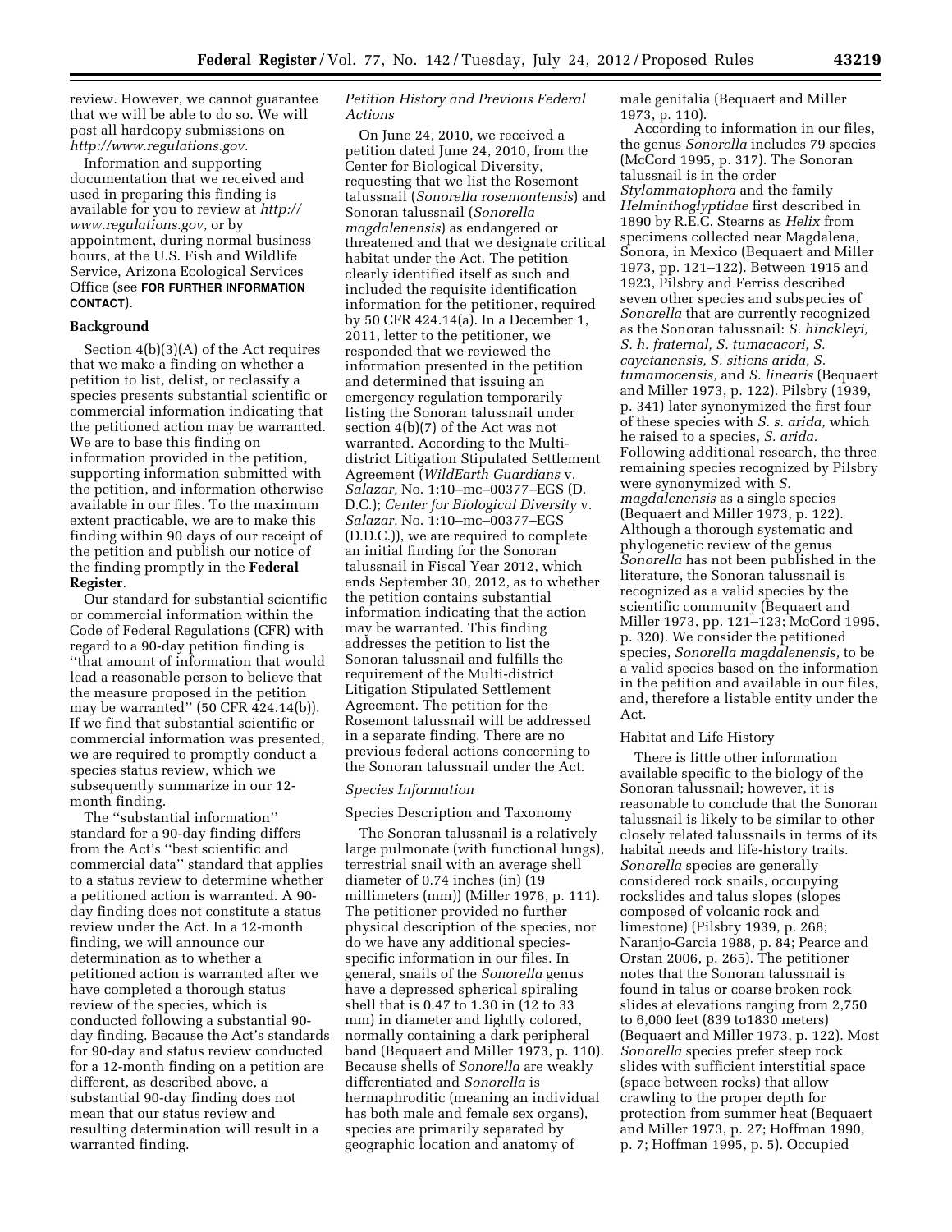review. However, we cannot guarantee that we will be able to do so. We will post all hardcopy submissions on *http://www.regulations.gov.*

Information and supporting documentation that we received and used in preparing this finding is available for you to review at *http://www.regulations.gov,* or by appointment, during normal business hours, at the U.S. Fish and Wildlife Service, Arizona Ecological Services Office (see **FOR FURTHER INFORMATION CONTACT**).

## Background

Section 4(b)(3)(A) of the Act requires that we make a finding on whether a petition to list, delist, or reclassify a species presents substantial scientific or commercial information indicating that the petitioned action may be warranted. We are to base this finding on information provided in the petition, supporting information submitted with the petition, and information otherwise available in our files. To the maximum extent practicable, we are to make this finding within 90 days of our receipt of the petition and publish our notice of the finding promptly in the **Federal Register**.

Our standard for substantial scientific or commercial information within the Code of Federal Regulations (CFR) with regard to a 90-day petition finding is ''that amount of information that would lead a reasonable person to believe that the measure proposed in the petition may be warranted'' (50 CFR 424.14(b)). If we find that substantial scientific or commercial information was presented, we are required to promptly conduct a species status review, which we subsequently summarize in our 12-month finding.

The ''substantial information'' standard for a 90-day finding differs from the Act's ''best scientific and commercial data'' standard that applies to a status review to determine whether a petitioned action is warranted. A 90-day finding does not constitute a status review under the Act. In a 12-month finding, we will announce our determination as to whether a petitioned action is warranted after we have completed a thorough status review of the species, which is conducted following a substantial 90-day finding. Because the Act's standards for 90-day and status review conducted for a 12-month finding on a petition are different, as described above, a substantial 90-day finding does not mean that our status review and resulting determination will result in a warranted finding.

### *Petition History and Previous Federal Actions*

On June 24, 2010, we received a petition dated June 24, 2010, from the Center for Biological Diversity, requesting that we list the Rosemont talussnail (*Sonorella rosemontensis*) and Sonoran talussnail (*Sonorella magdalenensis*) as endangered or threatened and that we designate critical habitat under the Act. The petition clearly identified itself as such and included the requisite identification information for the petitioner, required by 50 CFR 424.14(a). In a December 1, 2011, letter to the petitioner, we responded that we reviewed the information presented in the petition and determined that issuing an emergency regulation temporarily listing the Sonoran talussnail under section 4(b)(7) of the Act was not warranted. According to the Multi-district Litigation Stipulated Settlement Agreement (*WildEarth Guardians* v. *Salazar,* No. 1:10–mc–00377–EGS (D. D.C.); *Center for Biological Diversity* v. *Salazar,* No. 1:10–mc–00377–EGS (D.D.C.)), we are required to complete an initial finding for the Sonoran talussnail in Fiscal Year 2012, which ends September 30, 2012, as to whether the petition contains substantial information indicating that the action may be warranted. This finding addresses the petition to list the Sonoran talussnail and fulfills the requirement of the Multi-district Litigation Stipulated Settlement Agreement. The petition for the Rosemont talussnail will be addressed in a separate finding. There are no previous federal actions concerning to the Sonoran talussnail under the Act.

### *Species Information*

#### Species Description and Taxonomy

The Sonoran talussnail is a relatively large pulmonate (with functional lungs), terrestrial snail with an average shell diameter of 0.74 inches (in) (19 millimeters (mm)) (Miller 1978, p. 111). The petitioner provided no further physical description of the species, nor do we have any additional species-specific information in our files. In general, snails of the *Sonorella* genus have a depressed spherical spiraling shell that is 0.47 to 1.30 in (12 to 33 mm) in diameter and lightly colored, normally containing a dark peripheral band (Bequaert and Miller 1973, p. 110). Because shells of *Sonorella* are weakly differentiated and *Sonorella* is hermaphroditic (meaning an individual has both male and female sex organs), species are primarily separated by geographic location and anatomy of male genitalia (Bequaert and Miller 1973, p. 110).

According to information in our files, the genus *Sonorella* includes 79 species (McCord 1995, p. 317). The Sonoran talussnail is in the order *Stylommatophora* and the family *Helminthoglyptidae* first described in 1890 by R.E.C. Stearns as *Helix* from specimens collected near Magdalena, Sonora, in Mexico (Bequaert and Miller 1973, pp. 121–122). Between 1915 and 1923, Pilsbry and Ferriss described seven other species and subspecies of *Sonorella* that are currently recognized as the Sonoran talussnail: *S. hinckleyi, S. h. fraternal, S. tumacacori, S. cayetanensis, S. sitiens arida, S. tumamocensis,* and *S. linearis* (Bequaert and Miller 1973, p. 122). Pilsbry (1939, p. 341) later synonymized the first four of these species with *S. s. arida,* which he raised to a species, *S. arida.* Following additional research, the three remaining species recognized by Pilsbry were synonymized with *S. magdalenensis* as a single species (Bequaert and Miller 1973, p. 122). Although a thorough systematic and phylogenetic review of the genus *Sonorella* has not been published in the literature, the Sonoran talussnail is recognized as a valid species by the scientific community (Bequaert and Miller 1973, pp. 121–123; McCord 1995, p. 320). We consider the petitioned species, *Sonorella magdalenensis,* to be a valid species based on the information in the petition and available in our files, and, therefore a listable entity under the Act.

#### Habitat and Life History

There is little other information available specific to the biology of the Sonoran talussnail; however, it is reasonable to conclude that the Sonoran talussnail is likely to be similar to other closely related talussnails in terms of its habitat needs and life-history traits. *Sonorella* species are generally considered rock snails, occupying rockslides and talus slopes (slopes composed of volcanic rock and limestone) (Pilsbry 1939, p. 268; Naranjo-Garcia 1988, p. 84; Pearce and Orstan 2006, p. 265). The petitioner notes that the Sonoran talussnail is found in talus or coarse broken rock slides at elevations ranging from 2,750 to 6,000 feet (839 to1830 meters) (Bequaert and Miller 1973, p. 122). Most *Sonorella* species prefer steep rock slides with sufficient interstitial space (space between rocks) that allow crawling to the proper depth for protection from summer heat (Bequaert and Miller 1973, p. 27; Hoffman 1990, p. 7; Hoffman 1995, p. 5). Occupied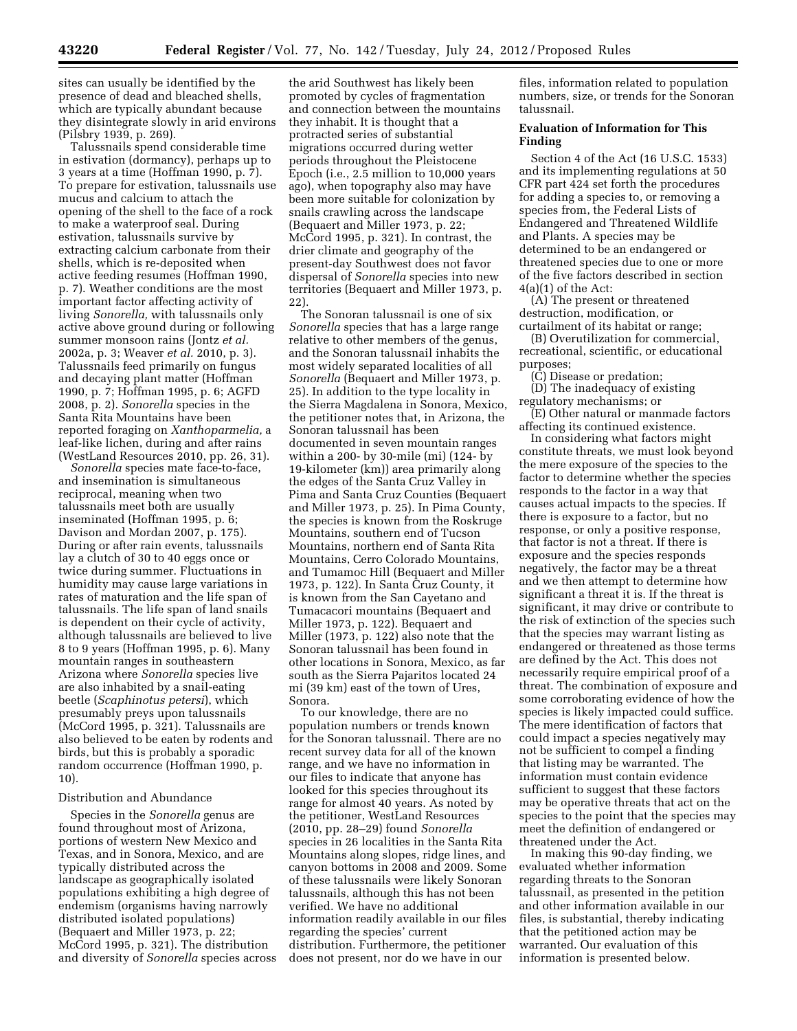sites can usually be identified by the presence of dead and bleached shells, which are typically abundant because they disintegrate slowly in arid environs (Pilsbry 1939, p. 269).

Talussnails spend considerable time in estivation (dormancy), perhaps up to 3 years at a time (Hoffman 1990, p. 7). To prepare for estivation, talussnails use mucus and calcium to attach the opening of the shell to the face of a rock to make a waterproof seal. During estivation, talussnails survive by extracting calcium carbonate from their shells, which is re-deposited when active feeding resumes (Hoffman 1990, p. 7). Weather conditions are the most important factor affecting activity of living *Sonorella,* with talussnails only active above ground during or following summer monsoon rains (Jontz *et al.* 2002a, p. 3; Weaver *et al.* 2010, p. 3). Talussnails feed primarily on fungus and decaying plant matter (Hoffman 1990, p. 7; Hoffman 1995, p. 6; AGFD 2008, p. 2). *Sonorella* species in the Santa Rita Mountains have been reported foraging on *Xanthoparmelia,* a leaf-like lichen, during and after rains (WestLand Resources 2010, pp. 26, 31).

*Sonorella* species mate face-to-face, and insemination is simultaneous reciprocal, meaning when two talussnails meet both are usually inseminated (Hoffman 1995, p. 6; Davison and Mordan 2007, p. 175). During or after rain events, talussnails lay a clutch of 30 to 40 eggs once or twice during summer. Fluctuations in humidity may cause large variations in rates of maturation and the life span of talussnails. The life span of land snails is dependent on their cycle of activity, although talussnails are believed to live 8 to 9 years (Hoffman 1995, p. 6). Many mountain ranges in southeastern Arizona where *Sonorella* species live are also inhabited by a snail-eating beetle (*Scaphinotus petersi*), which presumably preys upon talussnails (McCord 1995, p. 321). Talussnails are also believed to be eaten by rodents and birds, but this is probably a sporadic random occurrence (Hoffman 1990, p. 10).

Distribution and Abundance

Species in the *Sonorella* genus are found throughout most of Arizona, portions of western New Mexico and Texas, and in Sonora, Mexico, and are typically distributed across the landscape as geographically isolated populations exhibiting a high degree of endemism (organisms having narrowly distributed isolated populations) (Bequaert and Miller 1973, p. 22; McCord 1995, p. 321). The distribution and diversity of *Sonorella* species across the arid Southwest has likely been promoted by cycles of fragmentation and connection between the mountains they inhabit. It is thought that a protracted series of substantial migrations occurred during wetter periods throughout the Pleistocene Epoch (i.e., 2.5 million to 10,000 years ago), when topography also may have been more suitable for colonization by snails crawling across the landscape (Bequaert and Miller 1973, p. 22; McCord 1995, p. 321). In contrast, the drier climate and geography of the present-day Southwest does not favor dispersal of *Sonorella* species into new territories (Bequaert and Miller 1973, p. 22).

The Sonoran talussnail is one of six *Sonorella* species that has a large range relative to other members of the genus, and the Sonoran talussnail inhabits the most widely separated localities of all *Sonorella* (Bequaert and Miller 1973, p. 25). In addition to the type locality in the Sierra Magdalena in Sonora, Mexico, the petitioner notes that, in Arizona, the Sonoran talussnail has been documented in seven mountain ranges within a 200- by 30-mile (mi) (124- by 19-kilometer (km)) area primarily along the edges of the Santa Cruz Valley in Pima and Santa Cruz Counties (Bequaert and Miller 1973, p. 25). In Pima County, the species is known from the Roskruge Mountains, southern end of Tucson Mountains, northern end of Santa Rita Mountains, Cerro Colorado Mountains, and Tumamoc Hill (Bequaert and Miller 1973, p. 122). In Santa Cruz County, it is known from the San Cayetano and Tumacacori mountains (Bequaert and Miller 1973, p. 122). Bequaert and Miller (1973, p. 122) also note that the Sonoran talussnail has been found in other locations in Sonora, Mexico, as far south as the Sierra Pajaritos located 24 mi (39 km) east of the town of Ures, Sonora.

To our knowledge, there are no population numbers or trends known for the Sonoran talussnail. There are no recent survey data for all of the known range, and we have no information in our files to indicate that anyone has looked for this species throughout its range for almost 40 years. As noted by the petitioner, WestLand Resources (2010, pp. 28–29) found *Sonorella* species in 26 localities in the Santa Rita Mountains along slopes, ridge lines, and canyon bottoms in 2008 and 2009. Some of these talussnails were likely Sonoran talussnails, although this has not been verified. We have no additional information readily available in our files regarding the species' current distribution. Furthermore, the petitioner does not present, nor do we have in our files, information related to population numbers, size, or trends for the Sonoran talussnail.

**Evaluation of Information for This Finding**

Section 4 of the Act (16 U.S.C. 1533) and its implementing regulations at 50 CFR part 424 set forth the procedures for adding a species to, or removing a species from, the Federal Lists of Endangered and Threatened Wildlife and Plants. A species may be determined to be an endangered or threatened species due to one or more of the five factors described in section 4(a)(1) of the Act:

(A) The present or threatened destruction, modification, or curtailment of its habitat or range;

(B) Overutilization for commercial, recreational, scientific, or educational purposes;

(C) Disease or predation;

(D) The inadequacy of existing regulatory mechanisms; or

(E) Other natural or manmade factors affecting its continued existence.

In considering what factors might constitute threats, we must look beyond the mere exposure of the species to the factor to determine whether the species responds to the factor in a way that causes actual impacts to the species. If there is exposure to a factor, but no response, or only a positive response, that factor is not a threat. If there is exposure and the species responds negatively, the factor may be a threat and we then attempt to determine how significant a threat it is. If the threat is significant, it may drive or contribute to the risk of extinction of the species such that the species may warrant listing as endangered or threatened as those terms are defined by the Act. This does not necessarily require empirical proof of a threat. The combination of exposure and some corroborating evidence of how the species is likely impacted could suffice. The mere identification of factors that could impact a species negatively may not be sufficient to compel a finding that listing may be warranted. The information must contain evidence sufficient to suggest that these factors may be operative threats that act on the species to the point that the species may meet the definition of endangered or threatened under the Act.

In making this 90-day finding, we evaluated whether information regarding threats to the Sonoran talussnail, as presented in the petition and other information available in our files, is substantial, thereby indicating that the petitioned action may be warranted. Our evaluation of this information is presented below.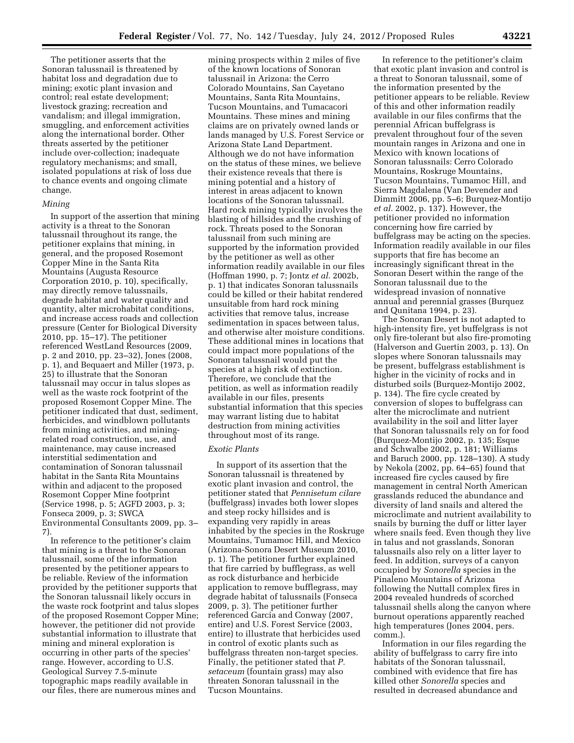The petitioner asserts that the Sonoran talussnail is threatened by habitat loss and degradation due to mining; exotic plant invasion and control; real estate development; livestock grazing; recreation and vandalism; and illegal immigration, smuggling, and enforcement activities along the international border. Other threats asserted by the petitioner include over-collection; inadequate regulatory mechanisms; and small, isolated populations at risk of loss due to chance events and ongoing climate change.

*Mining*

In support of the assertion that mining activity is a threat to the Sonoran talussnail throughout its range, the petitioner explains that mining, in general, and the proposed Rosemont Copper Mine in the Santa Rita Mountains (Augusta Resource Corporation 2010, p. 10), specifically, may directly remove talussnails, degrade habitat and water quality and quantity, alter microhabitat conditions, and increase access roads and collection pressure (Center for Biological Diversity 2010, pp. 15–17). The petitioner referenced WestLand Resources (2009, p. 2 and 2010, pp. 23–32), Jones (2008, p. 1), and Bequaert and Miller (1973, p. 25) to illustrate that the Sonoran talussnail may occur in talus slopes as well as the waste rock footprint of the proposed Rosemont Copper Mine. The petitioner indicated that dust, sediment, herbicides, and windblown pollutants from mining activities, and mining-related road construction, use, and maintenance, may cause increased interstitial sedimentation and contamination of Sonoran talussnail habitat in the Santa Rita Mountains within and adjacent to the proposed Rosemont Copper Mine footprint (Service 1998, p. 5; AGFD 2003, p. 3; Fonseca 2009, p. 3; SWCA Environmental Consultants 2009, pp. 3–7).

In reference to the petitioner's claim that mining is a threat to the Sonoran talussnail, some of the information presented by the petitioner appears to be reliable. Review of the information provided by the petitioner supports that the Sonoran talussnail likely occurs in the waste rock footprint and talus slopes of the proposed Rosemont Copper Mine; however, the petitioner did not provide substantial information to illustrate that mining and mineral exploration is occurring in other parts of the species' range. However, according to U.S. Geological Survey 7.5-minute topographic maps readily available in our files, there are numerous mines and mining prospects within 2 miles of five of the known locations of Sonoran talussnail in Arizona: the Cerro Colorado Mountains, San Cayetano Mountains, Santa Rita Mountains, Tucson Mountains, and Tumacacori Mountains. These mines and mining claims are on privately owned lands or lands managed by U.S. Forest Service or Arizona State Land Department. Although we do not have information on the status of these mines, we believe their existence reveals that there is mining potential and a history of interest in areas adjacent to known locations of the Sonoran talussnail. Hard rock mining typically involves the blasting of hillsides and the crushing of rock. Threats posed to the Sonoran talussnail from such mining are supported by the information provided by the petitioner as well as other information readily available in our files (Hoffman 1990, p. 7; Jontz *et al.* 2002b, p. 1) that indicates Sonoran talussnails could be killed or their habitat rendered unsuitable from hard rock mining activities that remove talus, increase sedimentation in spaces between talus, and otherwise alter moisture conditions. These additional mines in locations that could impact more populations of the Sonoran talussnail would put the species at a high risk of extinction. Therefore, we conclude that the petition, as well as information readily available in our files, presents substantial information that this species may warrant listing due to habitat destruction from mining activities throughout most of its range.

*Exotic Plants*

In support of its assertion that the Sonoran talussnail is threatened by exotic plant invasion and control, the petitioner stated that *Pennisetum cilare* (buffelgrass) invades both lower slopes and steep rocky hillsides and is expanding very rapidly in areas inhabited by the species in the Roskruge Mountains, Tumamoc Hill, and Mexico (Arizona-Sonora Desert Museum 2010, p. 1). The petitioner further explained that fire carried by bufflegrass, as well as rock disturbance and herbicide application to remove bufflegrass, may degrade habitat of talussnails (Fonseca 2009, p. 3). The petitioner further referenced Garcia and Conway (2007, entire) and U.S. Forest Service (2003, entire) to illustrate that herbicides used in control of exotic plants such as buffelgrass threaten non-target species. Finally, the petitioner stated that *P. setaceum* (fountain grass) may also threaten Sonoran talussnail in the Tucson Mountains.

In reference to the petitioner's claim that exotic plant invasion and control is a threat to Sonoran talussnail, some of the information presented by the petitioner appears to be reliable. Review of this and other information readily available in our files confirms that the perennial African buffelgrass is prevalent throughout four of the seven mountain ranges in Arizona and one in Mexico with known locations of Sonoran talussnails: Cerro Colorado Mountains, Roskruge Mountains, Tucson Mountains, Tumamoc Hill, and Sierra Magdalena (Van Devender and Dimmitt 2006, pp. 5–6; Burquez-Montijo *et al.* 2002, p. 137). However, the petitioner provided no information concerning how fire carried by buffelgrass may be acting on the species. Information readily available in our files supports that fire has become an increasingly significant threat in the Sonoran Desert within the range of the Sonoran talussnail due to the widespread invasion of nonnative annual and perennial grasses (Burquez and Qunitana 1994, p. 23).

The Sonoran Desert is not adapted to high-intensity fire, yet buffelgrass is not only fire-tolerant but also fire-promoting (Halverson and Guertin 2003, p. 13). On slopes where Sonoran talussnails may be present, buffelgrass establishment is higher in the vicinity of rocks and in disturbed soils (Burquez-Montijo 2002, p. 134). The fire cycle created by conversion of slopes to buffelgrass can alter the microclimate and nutrient availability in the soil and litter layer that Sonoran talussnails rely on for food (Burquez-Montijo 2002, p. 135; Esque and Schwalbe 2002, p. 181; Williams and Baruch 2000, pp. 128–130). A study by Nekola (2002, pp. 64–65) found that increased fire cycles caused by fire management in central North American grasslands reduced the abundance and diversity of land snails and altered the microclimate and nutrient availability to snails by burning the duff or litter layer where snails feed. Even though they live in talus and not grasslands, Sonoran talussnails also rely on a litter layer to feed. In addition, surveys of a canyon occupied by *Sonorella* species in the Pinaleno Mountains of Arizona following the Nuttall complex fires in 2004 revealed hundreds of scorched talussnail shells along the canyon where burnout operations apparently reached high temperatures (Jones 2004, pers. comm.).

Information in our files regarding the ability of buffelgrass to carry fire into habitats of the Sonoran talussnail, combined with evidence that fire has killed other *Sonorella* species and resulted in decreased abundance and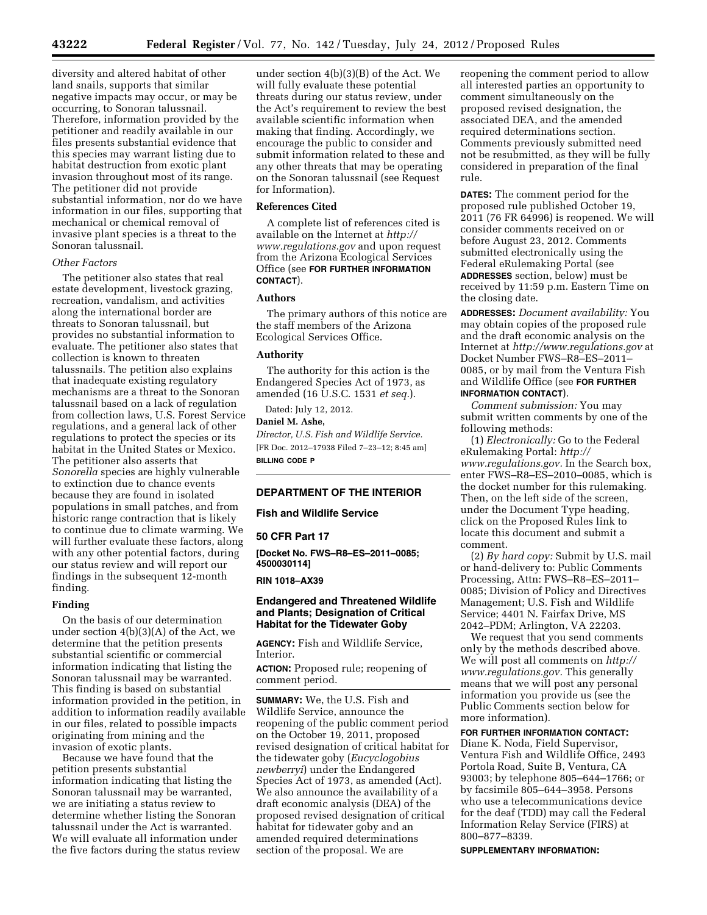diversity and altered habitat of other land snails, supports that similar negative impacts may occur, or may be occurring, to Sonoran talussnail. Therefore, information provided by the petitioner and readily available in our files presents substantial evidence that this species may warrant listing due to habitat destruction from exotic plant invasion throughout most of its range. The petitioner did not provide substantial information, nor do we have information in our files, supporting that mechanical or chemical removal of invasive plant species is a threat to the Sonoran talussnail.

*Other Factors*

The petitioner also states that real estate development, livestock grazing, recreation, vandalism, and activities along the international border are threats to Sonoran talussnail, but provides no substantial information to evaluate. The petitioner also states that collection is known to threaten talussnails. The petition also explains that inadequate existing regulatory mechanisms are a threat to the Sonoran talussnail based on a lack of regulation from collection laws, U.S. Forest Service regulations, and a general lack of other regulations to protect the species or its habitat in the United States or Mexico. The petitioner also asserts that *Sonorella* species are highly vulnerable to extinction due to chance events because they are found in isolated populations in small patches, and from historic range contraction that is likely to continue due to climate warming. We will further evaluate these factors, along with any other potential factors, during our status review and will report our findings in the subsequent 12-month finding.

## Finding

On the basis of our determination under section 4(b)(3)(A) of the Act, we determine that the petition presents substantial scientific or commercial information indicating that listing the Sonoran talussnail may be warranted. This finding is based on substantial information provided in the petition, in addition to information readily available in our files, related to possible impacts originating from mining and the invasion of exotic plants.

Because we have found that the petition presents substantial information indicating that listing the Sonoran talussnail may be warranted, we are initiating a status review to determine whether listing the Sonoran talussnail under the Act is warranted. We will evaluate all information under the five factors during the status review under section 4(b)(3)(B) of the Act. We will fully evaluate these potential threats during our status review, under the Act's requirement to review the best available scientific information when making that finding. Accordingly, we encourage the public to consider and submit information related to these and any other threats that may be operating on the Sonoran talussnail (see Request for Information).

## References Cited

A complete list of references cited is available on the Internet at *http://www.regulations.gov* and upon request from the Arizona Ecological Services Office (see **FOR FURTHER INFORMATION CONTACT**).

## Authors

The primary authors of this notice are the staff members of the Arizona Ecological Services Office.

## Authority

The authority for this action is the Endangered Species Act of 1973, as amended (16 U.S.C. 1531 *et seq.*).

Dated: July 12, 2012.

**Daniel M. Ashe,**

*Director, U.S. Fish and Wildlife Service.*

[FR Doc. 2012–17938 Filed 7–23–12; 8:45 am]

**BILLING CODE P**

---

# DEPARTMENT OF THE INTERIOR

## Fish and Wildlife Service

## 50 CFR Part 17

**[Docket No. FWS–R8–ES–2011–0085; 4500030114]**

**RIN 1018–AX39**

## Endangered and Threatened Wildlife and Plants; Designation of Critical Habitat for the Tidewater Goby

**AGENCY:** Fish and Wildlife Service, Interior.

**ACTION:** Proposed rule; reopening of comment period.

**SUMMARY:** We, the U.S. Fish and Wildlife Service, announce the reopening of the public comment period on the October 19, 2011, proposed revised designation of critical habitat for the tidewater goby (*Eucyclogobius newberryi*) under the Endangered Species Act of 1973, as amended (Act). We also announce the availability of a draft economic analysis (DEA) of the proposed revised designation of critical habitat for tidewater goby and an amended required determinations section of the proposal. We are reopening the comment period to allow all interested parties an opportunity to comment simultaneously on the proposed revised designation, the associated DEA, and the amended required determinations section. Comments previously submitted need not be resubmitted, as they will be fully considered in preparation of the final rule.

**DATES:** The comment period for the proposed rule published October 19, 2011 (76 FR 64996) is reopened. We will consider comments received on or before August 23, 2012. Comments submitted electronically using the Federal eRulemaking Portal (see **ADDRESSES** section, below) must be received by 11:59 p.m. Eastern Time on the closing date.

**ADDRESSES:** *Document availability:* You may obtain copies of the proposed rule and the draft economic analysis on the Internet at *http://www.regulations.gov* at Docket Number FWS–R8–ES–2011–0085, or by mail from the Ventura Fish and Wildlife Office (see **FOR FURTHER INFORMATION CONTACT**).

*Comment submission:* You may submit written comments by one of the following methods:

(1) *Electronically:* Go to the Federal eRulemaking Portal: *http://www.regulations.gov.* In the Search box, enter FWS–R8–ES–2010–0085, which is the docket number for this rulemaking. Then, on the left side of the screen, under the Document Type heading, click on the Proposed Rules link to locate this document and submit a comment.

(2) *By hard copy:* Submit by U.S. mail or hand-delivery to: Public Comments Processing, Attn: FWS–R8–ES–2011–0085; Division of Policy and Directives Management; U.S. Fish and Wildlife Service; 4401 N. Fairfax Drive, MS 2042–PDM; Arlington, VA 22203.

We request that you send comments only by the methods described above. We will post all comments on *http://www.regulations.gov.* This generally means that we will post any personal information you provide us (see the Public Comments section below for more information).

**FOR FURTHER INFORMATION CONTACT:** Diane K. Noda, Field Supervisor, Ventura Fish and Wildlife Office, 2493 Portola Road, Suite B, Ventura, CA 93003; by telephone 805–644–1766; or by facsimile 805–644–3958. Persons who use a telecommunications device for the deaf (TDD) may call the Federal Information Relay Service (FIRS) at 800–877–8339.

**SUPPLEMENTARY INFORMATION:**